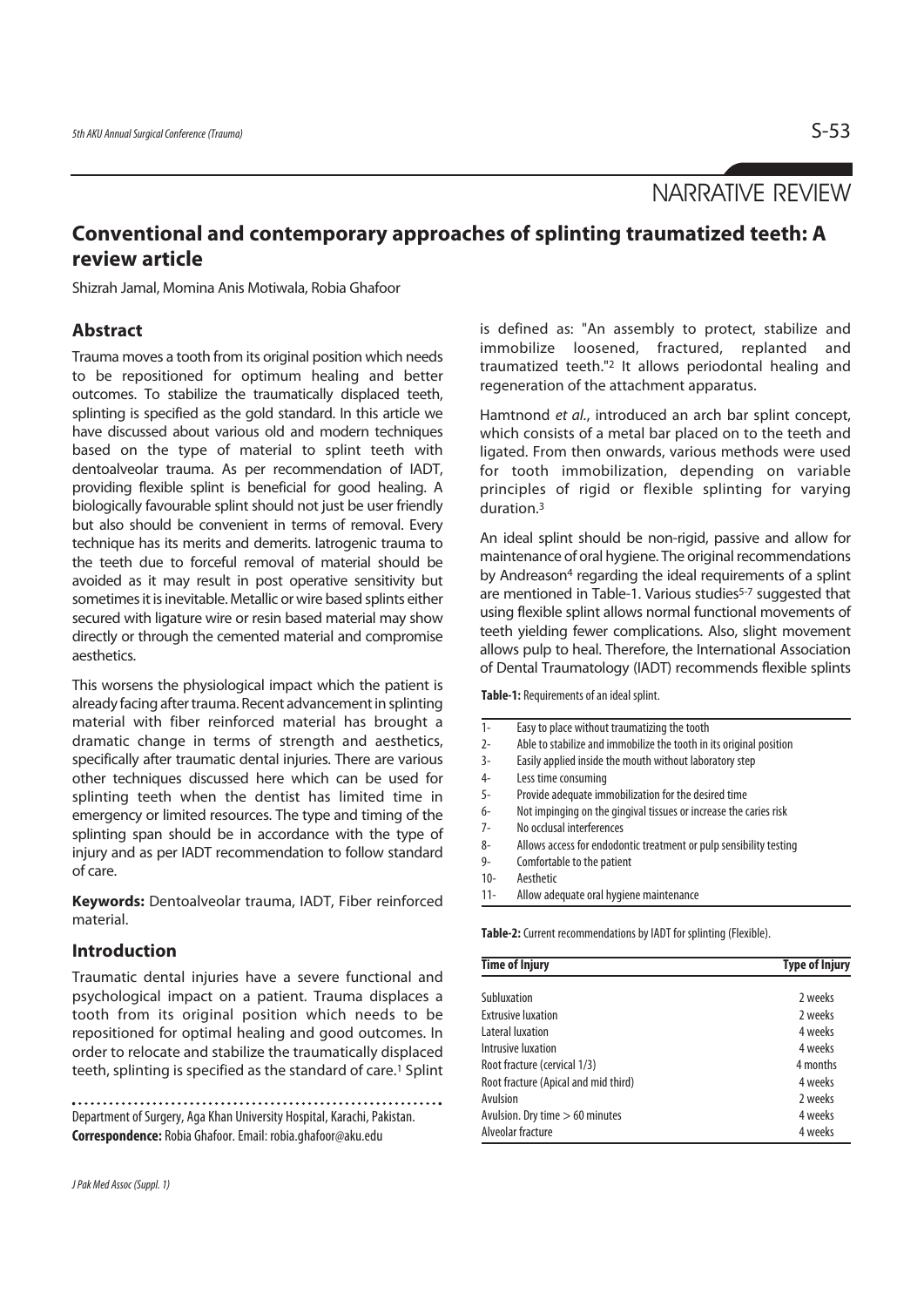NARRATIVE REVIEW

# Conventional and contemporary approaches of splinting traumatized teeth: A review article

Shizrah Jamal, Momina Anis Motiwala, Robia Ghafoor

## Abstract

Trauma moves a tooth from its original position which needs to be repositioned for optimum healing and better outcomes. To stabilize the traumatically displaced teeth, splinting is specified as the gold standard. In this article we have discussed about various old and modern techniques based on the type of material to splint teeth with dentoalveolar trauma. As per recommendation of IADT, providing flexible splint is beneficial for good healing. A biologically favourable splint should not just be user friendly but also should be convenient in terms of removal. Every technique has its merits and demerits. Iatrogenic trauma to the teeth due to forceful removal of material should be avoided as it may result in post operative sensitivity but sometimes it is inevitable. Metallic or wire based splints either secured with ligature wire or resin based material may show directly or through the cemented material and compromise aesthetics.

This worsens the physiological impact which the patient is already facing after trauma. Recent advancement in splinting material with fiber reinforced material has brought a dramatic change in terms of strength and aesthetics, specifically after traumatic dental injuries. There are various other techniques discussed here which can be used for splinting teeth when the dentist has limited time in emergency or limited resources. The type and timing of the splinting span should be in accordance with the type of injury and as per IADT recommendation to follow standard of care.

**Keywords:** Dentoalveolar trauma, IADT, Fiber reinforced material.

## Introduction

Traumatic dental injuries have a severe functional and psychological impact on a patient. Trauma displaces a tooth from its original position which needs to be repositioned for optimal healing and good outcomes. In order to relocate and stabilize the traumatically displaced teeth, splinting is specified as the standard of care.[1] Splint is defined as: "An assembly to protect, stabilize and immobilize loosened, fractured, replanted and traumatized teeth."[2] It allows periodontal healing and regeneration of the attachment apparatus.

Hamtnond *et al*., introduced an arch bar splint concept, which consists of a metal bar placed on to the teeth and ligated. From then onwards, various methods were used for tooth immobilization, depending on variable principles of rigid or flexible splinting for varying duration.[3]

An ideal splint should be non-rigid, passive and allow for maintenance of oral hygiene. The original recommendations by Andreason[4] regarding the ideal requirements of a splint are mentioned in Table-1. Various studies[5-7] suggested that using flexible splint allows normal functional movements of teeth yielding fewer complications. Also, slight movement allows pulp to heal. Therefore, the International Association of Dental Traumatology (IADT) recommends flexible splints

**Table-1:** Requirements of an ideal splint.

| | |
|---|---|
| 1- | Easy to place without traumatizing the tooth |
| 2- | Able to stabilize and immobilize the tooth in its original position |
| 3- | Easily applied inside the mouth without laboratory step |
| 4- | Less time consuming |
| 5- | Provide adequate immobilization for the desired time |
| 6- | Not impinging on the gingival tissues or increase the caries risk |
| 7- | No occlusal interferences |
| 8- | Allows access for endodontic treatment or pulp sensibility testing |
| 9- | Comfortable to the patient |
| 10- | Aesthetic |
| 11- | Allow adequate oral hygiene maintenance |

**Table-2:** Current recommendations by IADT for splinting (Flexible).

| Time of Injury | Type of Injury |
|---|---|
| Subluxation | 2 weeks |
| Extrusive luxation | 2 weeks |
| Lateral luxation | 4 weeks |
| Intrusive luxation | 4 weeks |
| Root fracture (cervical 1/3) | 4 months |
| Root fracture (Apical and mid third) | 4 weeks |
| Avulsion | 2 weeks |
| Avulsion. Dry time > 60 minutes | 4 weeks |
| Alveolar fracture | 4 weeks |

Department of Surgery, Aga Khan University Hospital, Karachi, Pakistan.
**Correspondence:** Robia Ghafoor. Email: robia.ghafoor@aku.edu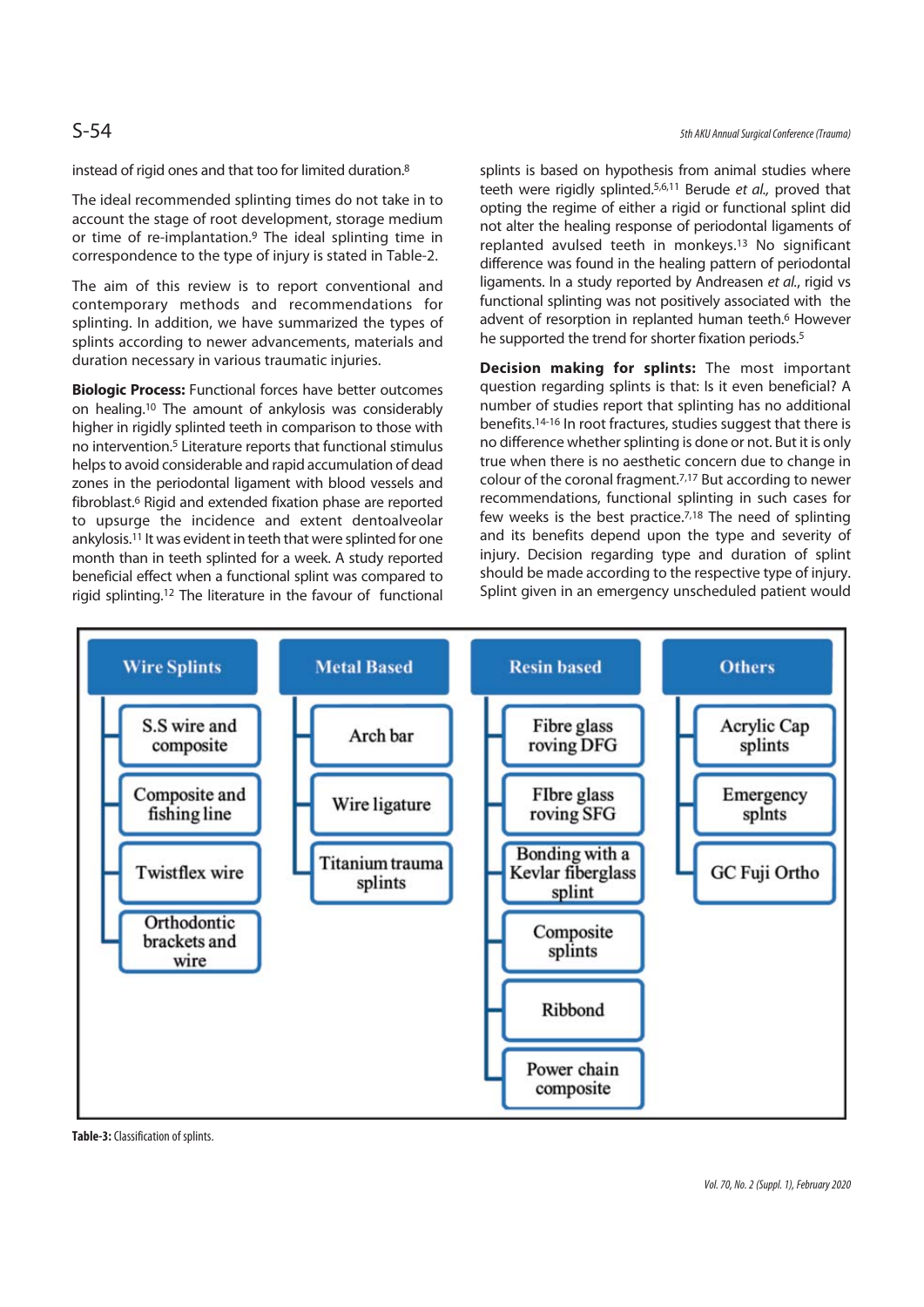instead of rigid ones and that too for limited duration.[8]

The ideal recommended splinting times do not take in to account the stage of root development, storage medium or time of re-implantation.[9] The ideal splinting time in correspondence to the type of injury is stated in Table-2.

The aim of this review is to report conventional and contemporary methods and recommendations for splinting. In addition, we have summarized the types of splints according to newer advancements, materials and duration necessary in various traumatic injuries.

**Biologic Process:** Functional forces have better outcomes on healing.[10] The amount of ankylosis was considerably higher in rigidly splinted teeth in comparison to those with no intervention.[5] Literature reports that functional stimulus helps to avoid considerable and rapid accumulation of dead zones in the periodontal ligament with blood vessels and fibroblast.[6] Rigid and extended fixation phase are reported to upsurge the incidence and extent dentoalveolar ankylosis.[11] It was evident in teeth that were splinted for one month than in teeth splinted for a week. A study reported beneficial effect when a functional splint was compared to rigid splinting.[12] The literature in the favour of functional splints is based on hypothesis from animal studies where teeth were rigidly splinted.[5,6,11] Berude *et al.,* proved that opting the regime of either a rigid or functional splint did not alter the healing response of periodontal ligaments of replanted avulsed teeth in monkeys.[13] No significant difference was found in the healing pattern of periodontal ligaments. In a study reported by Andreasen *et al.*, rigid vs functional splinting was not positively associated with the advent of resorption in replanted human teeth.[6] However he supported the trend for shorter fixation periods.[5]

**Decision making for splints:** The most important question regarding splints is that: Is it even beneficial? A number of studies report that splinting has no additional benefits.[14-16] In root fractures, studies suggest that there is no difference whether splinting is done or not. But it is only true when there is no aesthetic concern due to change in colour of the coronal fragment.[7,17] But according to newer recommendations, functional splinting in such cases for few weeks is the best practice.[7,18] The need of splinting and its benefits depend upon the type and severity of injury. Decision regarding type and duration of splint should be made according to the respective type of injury. Splint given in an emergency unscheduled patient would

| Wire Splints | Metal Based | Resin based | Others |
|---|---|---|---|
| S.S wire and composite | Arch bar | Fibre glass roving DFG | Acrylic Cap splints |
| Composite and fishing line | Wire ligature | FIbre glass roving SFG | Emergency splnts |
| Twistflex wire | Titanium trauma splints | Bonding with a Kevlar fiberglass splint | GC Fuji Ortho |
| Orthodontic brackets and wire | | Composite splints | |
| | | Ribbond | |
| | | Power chain composite | |

**Table-3:** Classification of splints.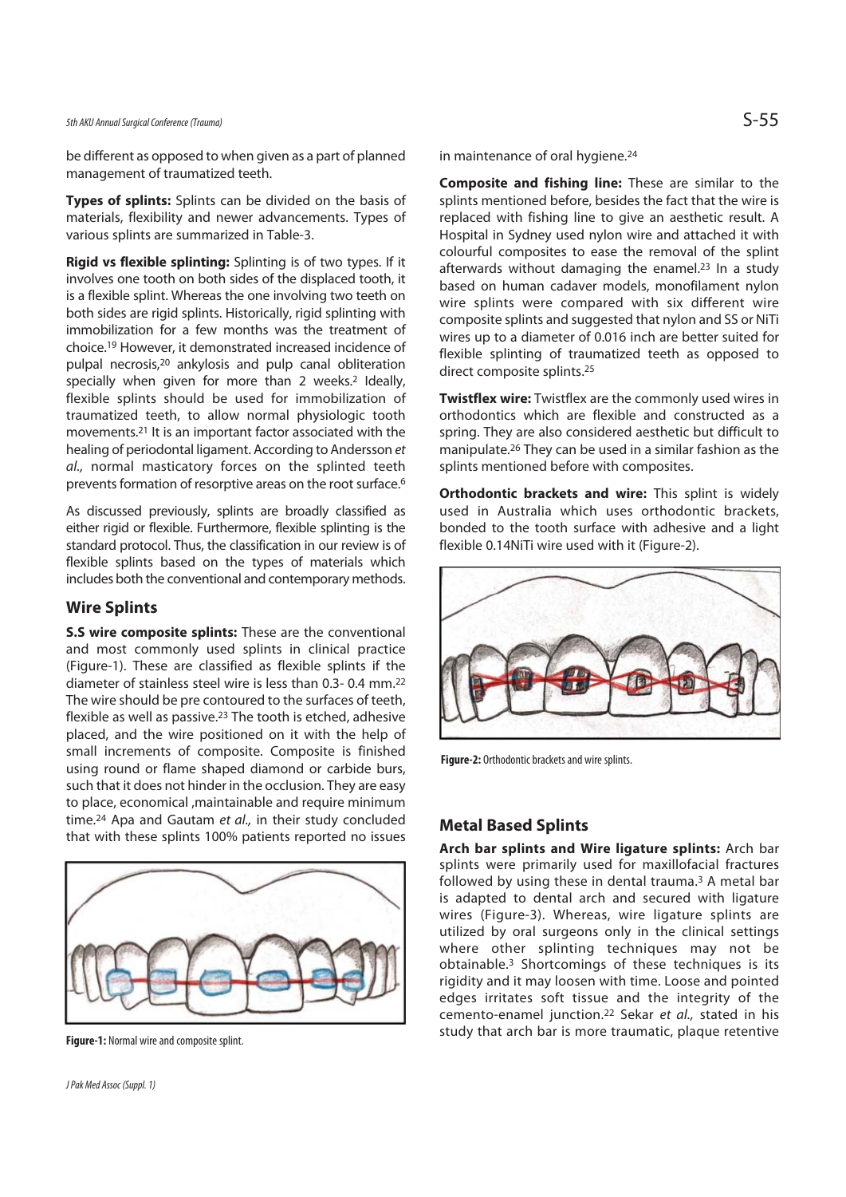be different as opposed to when given as a part of planned management of traumatized teeth.

**Types of splints:** Splints can be divided on the basis of materials, flexibility and newer advancements. Types of various splints are summarized in Table-3.

**Rigid vs flexible splinting:** Splinting is of two types. If it involves one tooth on both sides of the displaced tooth, it is a flexible splint. Whereas the one involving two teeth on both sides are rigid splints. Historically, rigid splinting with immobilization for a few months was the treatment of choice.[19] However, it demonstrated increased incidence of pulpal necrosis,[20] ankylosis and pulp canal obliteration specially when given for more than 2 weeks.[2] Ideally, flexible splints should be used for immobilization of traumatized teeth, to allow normal physiologic tooth movements.[21] It is an important factor associated with the healing of periodontal ligament. According to Andersson *et al.,* normal masticatory forces on the splinted teeth prevents formation of resorptive areas on the root surface.[6]

As discussed previously, splints are broadly classified as either rigid or flexible. Furthermore, flexible splinting is the standard protocol. Thus, the classification in our review is of flexible splints based on the types of materials which includes both the conventional and contemporary methods.

## Wire Splints

**S.S wire composite splints:** These are the conventional and most commonly used splints in clinical practice (Figure-1). These are classified as flexible splints if the diameter of stainless steel wire is less than 0.3- 0.4 mm.[22] The wire should be pre contoured to the surfaces of teeth, flexible as well as passive.[23] The tooth is etched, adhesive placed, and the wire positioned on it with the help of small increments of composite. Composite is finished using round or flame shaped diamond or carbide burs, such that it does not hinder in the occlusion. They are easy to place, economical ,maintainable and require minimum time.[24] Apa and Gautam *et al.,* in their study concluded that with these splints 100% patients reported no issues in maintenance of oral hygiene.[24]

**Figure-1:** Normal wire and composite splint.

**Composite and fishing line:** These are similar to the splints mentioned before, besides the fact that the wire is replaced with fishing line to give an aesthetic result. A Hospital in Sydney used nylon wire and attached it with colourful composites to ease the removal of the splint afterwards without damaging the enamel.[23] In a study based on human cadaver models, monofilament nylon wire splints were compared with six different wire composite splints and suggested that nylon and SS or NiTi wires up to a diameter of 0.016 inch are better suited for flexible splinting of traumatized teeth as opposed to direct composite splints.[25]

**Twistflex wire:** Twistflex are the commonly used wires in orthodontics which are flexible and constructed as a spring. They are also considered aesthetic but difficult to manipulate.[26] They can be used in a similar fashion as the splints mentioned before with composites.

**Orthodontic brackets and wire:** This splint is widely used in Australia which uses orthodontic brackets, bonded to the tooth surface with adhesive and a light flexible 0.14NiTi wire used with it (Figure-2).

**Figure-2:** Orthodontic brackets and wire splints.

## Metal Based Splints

**Arch bar splints and Wire ligature splints:** Arch bar splints were primarily used for maxillofacial fractures followed by using these in dental trauma.[3] A metal bar is adapted to dental arch and secured with ligature wires (Figure-3). Whereas, wire ligature splints are utilized by oral surgeons only in the clinical settings where other splinting techniques may not be obtainable.[3] Shortcomings of these techniques is its rigidity and it may loosen with time. Loose and pointed edges irritates soft tissue and the integrity of the cemento-enamel junction.[22] Sekar *et al.,* stated in his study that arch bar is more traumatic, plaque retentive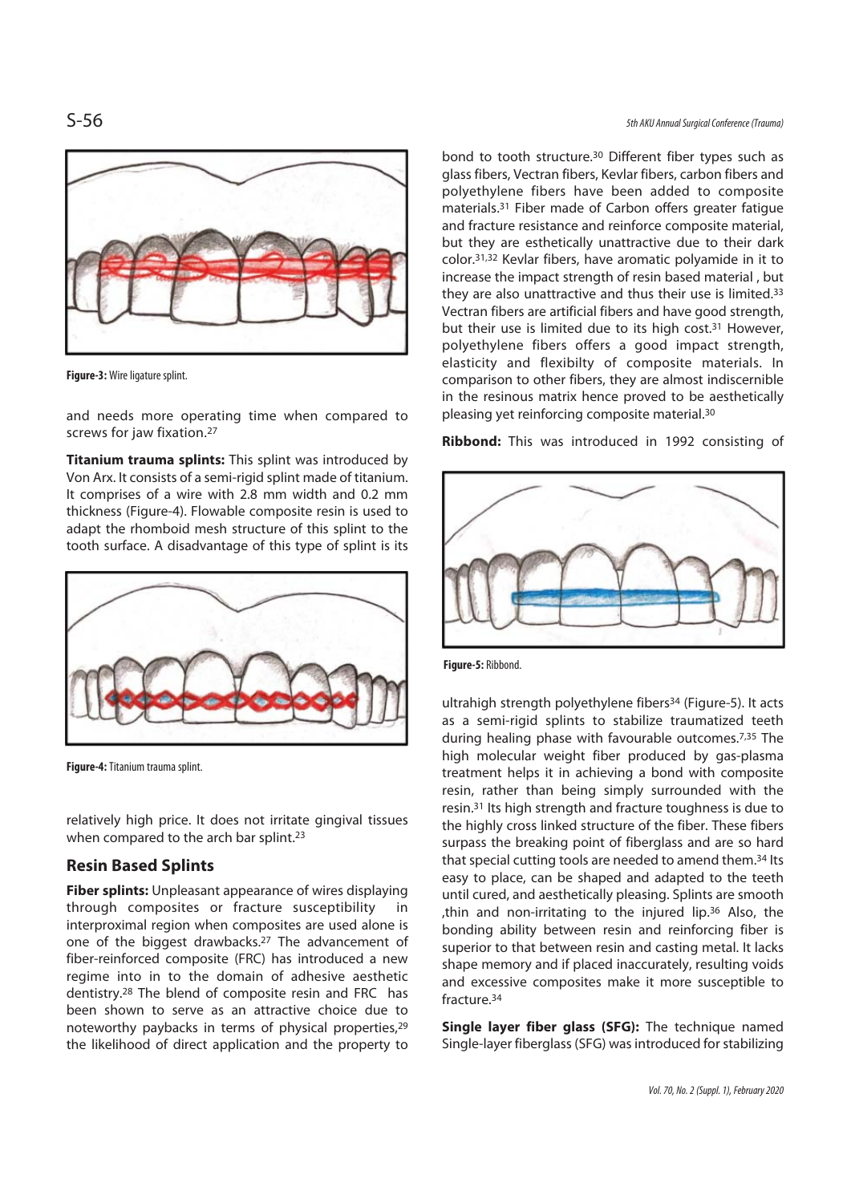Figure-3: Wire ligature splint.

and needs more operating time when compared to screws for jaw fixation.[27]

**Titanium trauma splints:** This splint was introduced by Von Arx. It consists of a semi-rigid splint made of titanium. It comprises of a wire with 2.8 mm width and 0.2 mm thickness (Figure-4). Flowable composite resin is used to adapt the rhomboid mesh structure of this splint to the tooth surface. A disadvantage of this type of splint is its relatively high price. It does not irritate gingival tissues when compared to the arch bar splint.[23]

Figure-4: Titanium trauma splint.

## Resin Based Splints

**Fiber splints:** Unpleasant appearance of wires displaying through composites or fracture susceptibility in interproximal region when composites are used alone is one of the biggest drawbacks.[27] The advancement of fiber-reinforced composite (FRC) has introduced a new regime into in to the domain of adhesive aesthetic dentistry.[28] The blend of composite resin and FRC has been shown to serve as an attractive choice due to noteworthy paybacks in terms of physical properties,[29] the likelihood of direct application and the property to bond to tooth structure.[30] Different fiber types such as glass fibers, Vectran fibers, Kevlar fibers, carbon fibers and polyethylene fibers have been added to composite materials.[31] Fiber made of Carbon offers greater fatigue and fracture resistance and reinforce composite material, but they are esthetically unattractive due to their dark color.[31,32] Kevlar fibers, have aromatic polyamide in it to increase the impact strength of resin based material , but they are also unattractive and thus their use is limited.[33] Vectran fibers are artificial fibers and have good strength, but their use is limited due to its high cost.[31] However, polyethylene fibers offers a good impact strength, elasticity and flexibilty of composite materials. In comparison to other fibers, they are almost indiscernible in the resinous matrix hence proved to be aesthetically pleasing yet reinforcing composite material.[30]

**Ribbond:** This was introduced in 1992 consisting of ultrahigh strength polyethylene fibers[34] (Figure-5). It acts as a semi-rigid splints to stabilize traumatized teeth during healing phase with favourable outcomes.[7,35] The high molecular weight fiber produced by gas-plasma treatment helps it in achieving a bond with composite resin, rather than being simply surrounded with the resin.[31] Its high strength and fracture toughness is due to the highly cross linked structure of the fiber. These fibers surpass the breaking point of fiberglass and are so hard that special cutting tools are needed to amend them.[34] Its easy to place, can be shaped and adapted to the teeth until cured, and aesthetically pleasing. Splints are smooth ,thin and non-irritating to the injured lip.[36] Also, the bonding ability between resin and reinforcing fiber is superior to that between resin and casting metal. It lacks shape memory and if placed inaccurately, resulting voids and excessive composites make it more susceptible to fracture.[34]

Figure-5: Ribbond.

**Single layer fiber glass (SFG):** The technique named Single-layer fiberglass (SFG) was introduced for stabilizing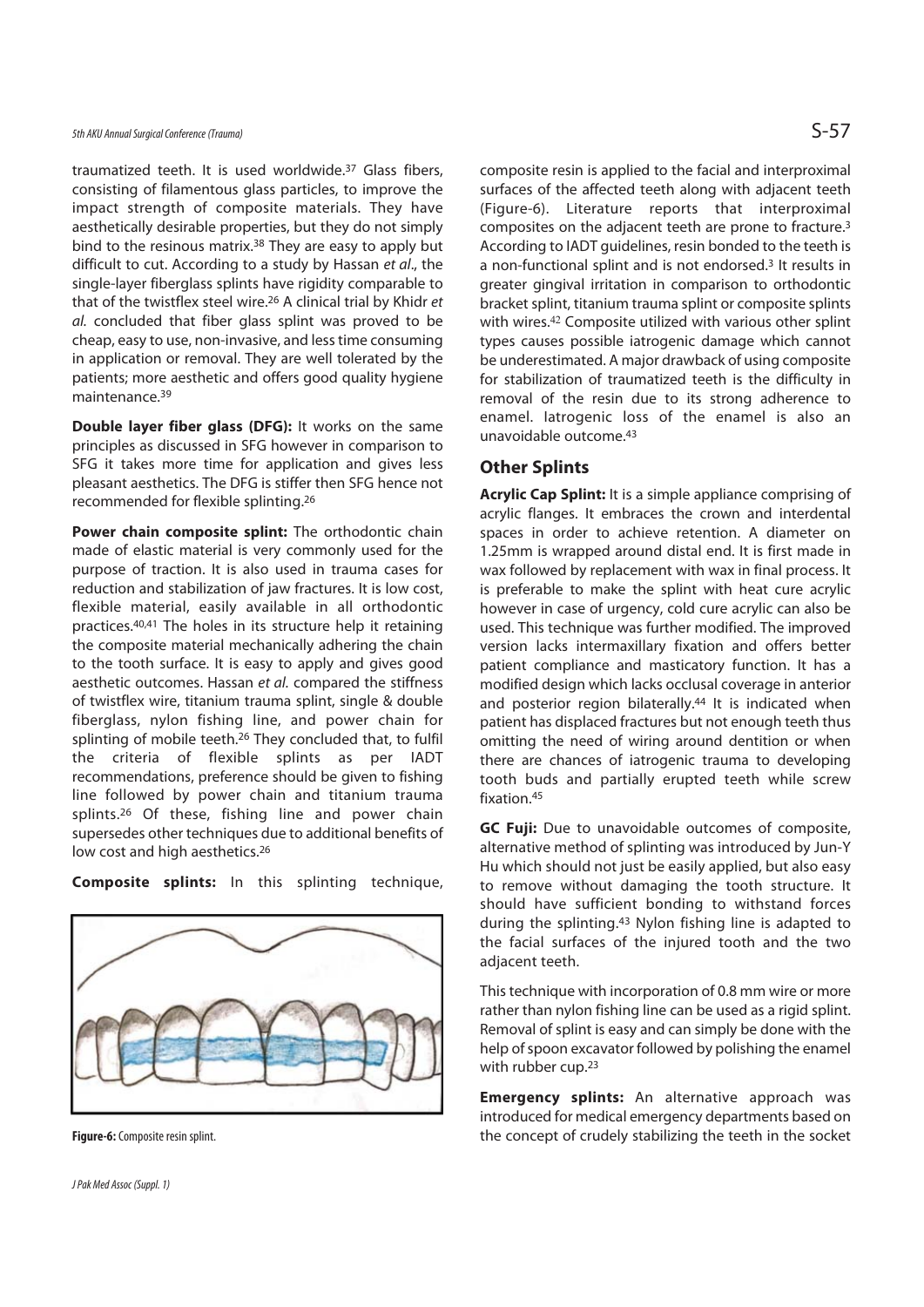traumatized teeth. It is used worldwide.[37] Glass fibers, consisting of filamentous glass particles, to improve the impact strength of composite materials. They have aesthetically desirable properties, but they do not simply bind to the resinous matrix.[38] They are easy to apply but difficult to cut. According to a study by Hassan *et al*., the single-layer fiberglass splints have rigidity comparable to that of the twistflex steel wire.[26] A clinical trial by Khidr *et al.* concluded that fiber glass splint was proved to be cheap, easy to use, non-invasive, and less time consuming in application or removal. They are well tolerated by the patients; more aesthetic and offers good quality hygiene maintenance.[39]

**Double layer fiber glass (DFG):** It works on the same principles as discussed in SFG however in comparison to SFG it takes more time for application and gives less pleasant aesthetics. The DFG is stiffer then SFG hence not recommended for flexible splinting.[26]

**Power chain composite splint:** The orthodontic chain made of elastic material is very commonly used for the purpose of traction. It is also used in trauma cases for reduction and stabilization of jaw fractures. It is low cost, flexible material, easily available in all orthodontic practices.[40,41] The holes in its structure help it retaining the composite material mechanically adhering the chain to the tooth surface. It is easy to apply and gives good aesthetic outcomes. Hassan *et al.* compared the stiffness of twistflex wire, titanium trauma splint, single & double fiberglass, nylon fishing line, and power chain for splinting of mobile teeth.[26] They concluded that, to fulfil the criteria of flexible splints as per IADT recommendations, preference should be given to fishing line followed by power chain and titanium trauma splints.[26] Of these, fishing line and power chain supersedes other techniques due to additional benefits of low cost and high aesthetics.[26]

**Composite splints:** In this splinting technique, composite resin is applied to the facial and interproximal surfaces of the affected teeth along with adjacent teeth (Figure-6). Literature reports that interproximal composites on the adjacent teeth are prone to fracture.[3] According to IADT guidelines, resin bonded to the teeth is a non-functional splint and is not endorsed.[3] It results in greater gingival irritation in comparison to orthodontic bracket splint, titanium trauma splint or composite splints with wires.[42] Composite utilized with various other splint types causes possible iatrogenic damage which cannot be underestimated. A major drawback of using composite for stabilization of traumatized teeth is the difficulty in removal of the resin due to its strong adherence to enamel. Iatrogenic loss of the enamel is also an unavoidable outcome.[43]

**Figure-6:** Composite resin splint.

## Other Splints

**Acrylic Cap Splint:** It is a simple appliance comprising of acrylic flanges. It embraces the crown and interdental spaces in order to achieve retention. A diameter on 1.25mm is wrapped around distal end. It is first made in wax followed by replacement with wax in final process. It is preferable to make the splint with heat cure acrylic however in case of urgency, cold cure acrylic can also be used. This technique was further modified. The improved version lacks intermaxillary fixation and offers better patient compliance and masticatory function. It has a modified design which lacks occlusal coverage in anterior and posterior region bilaterally.[44] It is indicated when patient has displaced fractures but not enough teeth thus omitting the need of wiring around dentition or when there are chances of iatrogenic trauma to developing tooth buds and partially erupted teeth while screw fixation.[45]

**GC Fuji:** Due to unavoidable outcomes of composite, alternative method of splinting was introduced by Jun-Y Hu which should not just be easily applied, but also easy to remove without damaging the tooth structure. It should have sufficient bonding to withstand forces during the splinting.[43] Nylon fishing line is adapted to the facial surfaces of the injured tooth and the two adjacent teeth.

This technique with incorporation of 0.8 mm wire or more rather than nylon fishing line can be used as a rigid splint. Removal of splint is easy and can simply be done with the help of spoon excavator followed by polishing the enamel with rubber cup.[23]

**Emergency splints:** An alternative approach was introduced for medical emergency departments based on the concept of crudely stabilizing the teeth in the socket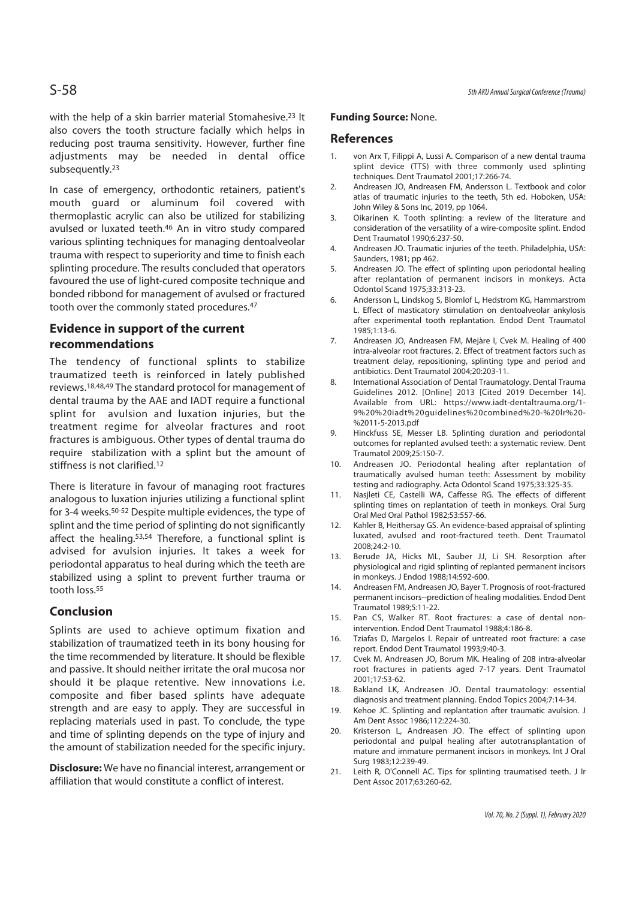with the help of a skin barrier material Stomahesive.[23] It also covers the tooth structure facially which helps in reducing post trauma sensitivity. However, further fine adjustments may be needed in dental office subsequently.[23]

In case of emergency, orthodontic retainers, patient's mouth guard or aluminum foil covered with thermoplastic acrylic can also be utilized for stabilizing avulsed or luxated teeth.[46] An in vitro study compared various splinting techniques for managing dentoalveolar trauma with respect to superiority and time to finish each splinting procedure. The results concluded that operators favoured the use of light-cured composite technique and bonded ribbond for management of avulsed or fractured tooth over the commonly stated procedures.[47]

## Evidence in support of the current recommendations

The tendency of functional splints to stabilize traumatized teeth is reinforced in lately published reviews.[18,48,49] The standard protocol for management of dental trauma by the AAE and IADT require a functional splint for avulsion and luxation injuries, but the treatment regime for alveolar fractures and root fractures is ambiguous. Other types of dental trauma do require stabilization with a splint but the amount of stiffness is not clarified.[12]

There is literature in favour of managing root fractures analogous to luxation injuries utilizing a functional splint for 3-4 weeks.[50-52] Despite multiple evidences, the type of splint and the time period of splinting do not significantly affect the healing.[53,54] Therefore, a functional splint is advised for avulsion injuries. It takes a week for periodontal apparatus to heal during which the teeth are stabilized using a splint to prevent further trauma or tooth loss.[55]

## Conclusion

Splints are used to achieve optimum fixation and stabilization of traumatized teeth in its bony housing for the time recommended by literature. It should be flexible and passive. It should neither irritate the oral mucosa nor should it be plaque retentive. New innovations i.e. composite and fiber based splints have adequate strength and are easy to apply. They are successful in replacing materials used in past. To conclude, the type and time of splinting depends on the type of injury and the amount of stabilization needed for the specific injury.

**Disclosure:** We have no financial interest, arrangement or affiliation that would constitute a conflict of interest.

**Funding Source:** None.

## References

1. von Arx T, Filippi A, Lussi A. Comparison of a new dental trauma splint device (TTS) with three commonly used splinting techniques. Dent Traumatol 2001;17:266-74.
2. Andreasen JO, Andreasen FM, Andersson L. Textbook and color atlas of traumatic injuries to the teeth, 5th ed. Hoboken, USA: John Wiley & Sons Inc, 2019, pp 1064.
3. Oikarinen K. Tooth splinting: a review of the literature and consideration of the versatility of a wire-composite splint. Endod Dent Traumatol 1990;6:237-50.
4. Andreasen JO. Traumatic injuries of the teeth. Philadelphia, USA: Saunders, 1981; pp 462.
5. Andreasen JO. The effect of splinting upon periodontal healing after replantation of permanent incisors in monkeys. Acta Odontol Scand 1975;33:313-23.
6. Andersson L, Lindskog S, Blomlof L, Hedstrom KG, Hammarstrom L. Effect of masticatory stimulation on dentoalveolar ankylosis after experimental tooth replantation. Endod Dent Traumatol 1985;1:13-6.
7. Andreasen JO, Andreasen FM, Mejàre I, Cvek M. Healing of 400 intra-alveolar root fractures. 2. Effect of treatment factors such as treatment delay, repositioning, splinting type and period and antibiotics. Dent Traumatol 2004;20:203-11.
8. International Association of Dental Traumatology. Dental Trauma Guidelines 2012. [Online] 2013 [Cited 2019 December 14]. Available from URL: https://www.iadt-dentaltrauma.org/1-9%20%20iadt%20guidelines%20combined%20-%20lr%20-%2011-5-2013.pdf
9. Hinckfuss SE, Messer LB. Splinting duration and periodontal outcomes for replanted avulsed teeth: a systematic review. Dent Traumatol 2009;25:150-7.
10. Andreasen JO. Periodontal healing after replantation of traumatically avulsed human teeth: Assessment by mobility testing and radiography. Acta Odontol Scand 1975;33:325-35.
11. Nasjleti CE, Castelli WA, Caffesse RG. The effects of different splinting times on replantation of teeth in monkeys. Oral Surg Oral Med Oral Pathol 1982;53:557-66.
12. Kahler B, Heithersay GS. An evidence-based appraisal of splinting luxated, avulsed and root-fractured teeth. Dent Traumatol 2008;24:2-10.
13. Berude JA, Hicks ML, Sauber JJ, Li SH. Resorption after physiological and rigid splinting of replanted permanent incisors in monkeys. J Endod 1988;14:592-600.
14. Andreasen FM, Andreasen JO, Bayer T. Prognosis of root-fractured permanent incisors--prediction of healing modalities. Endod Dent Traumatol 1989;5:11-22.
15. Pan CS, Walker RT. Root fractures: a case of dental non-intervention. Endod Dent Traumatol 1988;4:186-8.
16. Tziafas D, Margelos I. Repair of untreated root fracture: a case report. Endod Dent Traumatol 1993;9:40-3.
17. Cvek M, Andreasen JO, Borum MK. Healing of 208 intra-alveolar root fractures in patients aged 7-17 years. Dent Traumatol 2001;17:53-62.
18. Bakland LK, Andreasen JO. Dental traumatology: essential diagnosis and treatment planning. Endod Topics 2004;7:14-34.
19. Kehoe JC. Splinting and replantation after traumatic avulsion. J Am Dent Assoc 1986;112:224-30.
20. Kristerson L, Andreasen JO. The effect of splinting upon periodontal and pulpal healing after autotransplantation of mature and immature permanent incisors in monkeys. Int J Oral Surg 1983;12:239-49.
21. Leith R, O'Connell AC. Tips for splinting traumatised teeth. J Ir Dent Assoc 2017;63:260-62.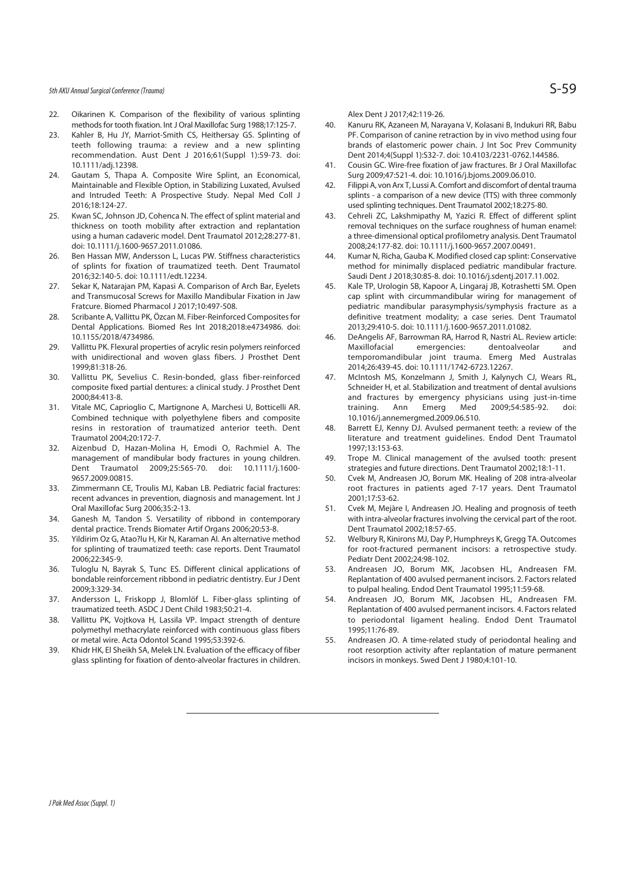22. Oikarinen K. Comparison of the flexibility of various splinting methods for tooth fixation. Int J Oral Maxillofac Surg 1988;17:125-7.
23. Kahler B, Hu JY, Marriot-Smith CS, Heithersay GS. Splinting of teeth following trauma: a review and a new splinting recommendation. Aust Dent J 2016;61(Suppl 1):59-73. doi: 10.1111/adj.12398.
24. Gautam S, Thapa A. Composite Wire Splint, an Economical, Maintainable and Flexible Option, in Stabilizing Luxated, Avulsed and Intruded Teeth: A Prospective Study. Nepal Med Coll J 2016;18:124-27.
25. Kwan SC, Johnson JD, Cohenca N. The effect of splint material and thickness on tooth mobility after extraction and replantation using a human cadaveric model. Dent Traumatol 2012;28:277-81. doi: 10.1111/j.1600-9657.2011.01086.
26. Ben Hassan MW, Andersson L, Lucas PW. Stiffness characteristics of splints for fixation of traumatized teeth. Dent Traumatol 2016;32:140-5. doi: 10.1111/edt.12234.
27. Sekar K, Natarajan PM, Kapasi A. Comparison of Arch Bar, Eyelets and Transmucosal Screws for Maxillo Mandibular Fixation in Jaw Fratcure. Biomed Pharmacol J 2017;10:497-508.
28. Scribante A, Vallittu PK, Özcan M. Fiber-Reinforced Composites for Dental Applications. Biomed Res Int 2018;2018:e4734986. doi: 10.1155/2018/4734986.
29. Vallittu PK. Flexural properties of acrylic resin polymers reinforced with unidirectional and woven glass fibers. J Prosthet Dent 1999;81:318-26.
30. Vallittu PK, Sevelius C. Resin-bonded, glass fiber-reinforced composite fixed partial dentures: a clinical study. J Prosthet Dent 2000;84:413-8.
31. Vitale MC, Caprioglio C, Martignone A, Marchesi U, Botticelli AR. Combined technique with polyethylene fibers and composite resins in restoration of traumatized anterior teeth. Dent Traumatol 2004;20:172-7.
32. Aizenbud D, Hazan-Molina H, Emodi O, Rachmiel A. The management of mandibular body fractures in young children. Dent Traumatol 2009;25:565-70. doi: 10.1111/j.1600-9657.2009.00815.
33. Zimmermann CE, Troulis MJ, Kaban LB. Pediatric facial fractures: recent advances in prevention, diagnosis and management. Int J Oral Maxillofac Surg 2006;35:2-13.
34. Ganesh M, Tandon S. Versatility of ribbond in contemporary dental practice. Trends Biomater Artif Organs 2006;20:53-8.
35. Yildirim Oz G, Atao?lu H, Kir N, Karaman AI. An alternative method for splinting of traumatized teeth: case reports. Dent Traumatol 2006;22:345-9.
36. Tuloglu N, Bayrak S, Tunc ES. Different clinical applications of bondable reinforcement ribbond in pediatric dentistry. Eur J Dent 2009;3:329-34.
37. Andersson L, Friskopp J, Blomlöf L. Fiber-glass splinting of traumatized teeth. ASDC J Dent Child 1983;50:21-4.
38. Vallittu PK, Vojtkova H, Lassila VP. Impact strength of denture polymethyl methacrylate reinforced with continuous glass fibers or metal wire. Acta Odontol Scand 1995;53:392-6.
39. Khidr HK, El Sheikh SA, Melek LN. Evaluation of the efficacy of fiber glass splinting for fixation of dento-alveolar fractures in children. Alex Dent J 2017;42:119-26.
40. Kanuru RK, Azaneen M, Narayana V, Kolasani B, Indukuri RR, Babu PF. Comparison of canine retraction by in vivo method using four brands of elastomeric power chain. J Int Soc Prev Community Dent 2014;4(Suppl 1):S32-7. doi: 10.4103/2231-0762.144586.
41. Cousin GC. Wire-free fixation of jaw fractures. Br J Oral Maxillofac Surg 2009;47:521-4. doi: 10.1016/j.bjoms.2009.06.010.
42. Filippi A, von Arx T, Lussi A. Comfort and discomfort of dental trauma splints - a comparison of a new device (TTS) with three commonly used splinting techniques. Dent Traumatol 2002;18:275-80.
43. Cehreli ZC, Lakshmipathy M, Yazici R. Effect of different splint removal techniques on the surface roughness of human enamel: a three-dimensional optical profilometry analysis. Dent Traumatol 2008;24:177-82. doi: 10.1111/j.1600-9657.2007.00491.
44. Kumar N, Richa, Gauba K. Modified closed cap splint: Conservative method for minimally displaced pediatric mandibular fracture. Saudi Dent J 2018;30:85-8. doi: 10.1016/j.sdentj.2017.11.002.
45. Kale TP, Urologin SB, Kapoor A, Lingaraj JB, Kotrashetti SM. Open cap splint with circummandibular wiring for management of pediatric mandibular parasymphysis/symphysis fracture as a definitive treatment modality; a case series. Dent Traumatol 2013;29:410-5. doi: 10.1111/j.1600-9657.2011.01082.
46. DeAngelis AF, Barrowman RA, Harrod R, Nastri AL. Review article: Maxillofacial emergencies: dentoalveolar and temporomandibular joint trauma. Emerg Med Australas 2014;26:439-45. doi: 10.1111/1742-6723.12267.
47. McIntosh MS, Konzelmann J, Smith J, Kalynych CJ, Wears RL, Schneider H, et al. Stabilization and treatment of dental avulsions and fractures by emergency physicians using just-in-time training. Ann Emerg Med 2009;54:585-92. doi: 10.1016/j.annemergmed.2009.06.510.
48. Barrett EJ, Kenny DJ. Avulsed permanent teeth: a review of the literature and treatment guidelines. Endod Dent Traumatol 1997;13:153-63.
49. Trope M. Clinical management of the avulsed tooth: present strategies and future directions. Dent Traumatol 2002;18:1-11.
50. Cvek M, Andreasen JO, Borum MK. Healing of 208 intra-alveolar root fractures in patients aged 7-17 years. Dent Traumatol 2001;17:53-62.
51. Cvek M, Mejàre I, Andreasen JO. Healing and prognosis of teeth with intra-alveolar fractures involving the cervical part of the root. Dent Traumatol 2002;18:57-65.
52. Welbury R, Kinirons MJ, Day P, Humphreys K, Gregg TA. Outcomes for root-fractured permanent incisors: a retrospective study. Pediatr Dent 2002;24:98-102.
53. Andreasen JO, Borum MK, Jacobsen HL, Andreasen FM. Replantation of 400 avulsed permanent incisors. 2. Factors related to pulpal healing. Endod Dent Traumatol 1995;11:59-68.
54. Andreasen JO, Borum MK, Jacobsen HL, Andreasen FM. Replantation of 400 avulsed permanent incisors. 4. Factors related to periodontal ligament healing. Endod Dent Traumatol 1995;11:76-89.
55. Andreasen JO. A time-related study of periodontal healing and root resorption activity after replantation of mature permanent incisors in monkeys. Swed Dent J 1980;4:101-10.